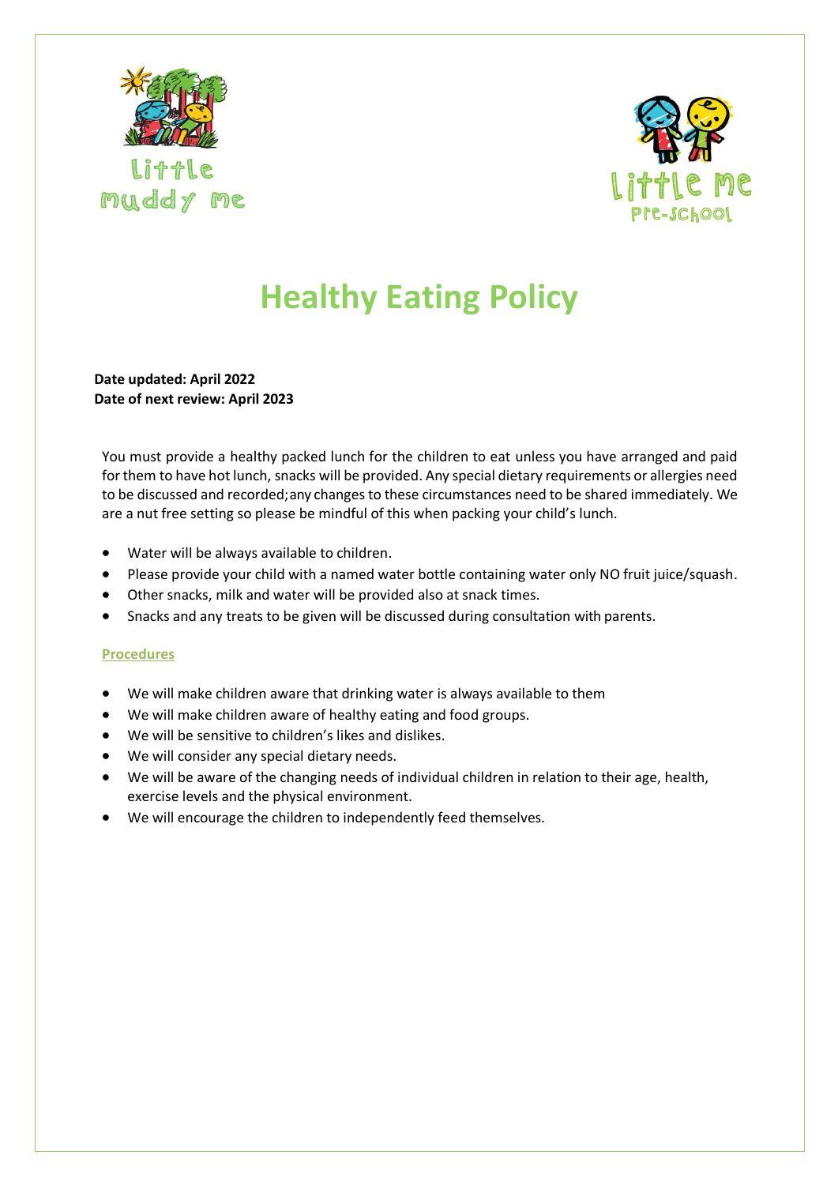Little Muddy Me

Little Me Pre-School

# Healthy Eating Policy

**Date updated: April 2022**
**Date of next review: April 2023**

You must provide a healthy packed lunch for the children to eat unless you have arranged and paid for them to have hot lunch, snacks will be provided. Any special dietary requirements or allergies need to be discussed and recorded; any changes to these circumstances need to be shared immediately. We are a nut free setting so please be mindful of this when packing your child's lunch.

- Water will be always available to children.
- Please provide your child with a named water bottle containing water only NO fruit juice/squash.
- Other snacks, milk and water will be provided also at snack times.
- Snacks and any treats to be given will be discussed during consultation with parents.

## Procedures

- We will make children aware that drinking water is always available to them
- We will make children aware of healthy eating and food groups.
- We will be sensitive to children's likes and dislikes.
- We will consider any special dietary needs.
- We will be aware of the changing needs of individual children in relation to their age, health, exercise levels and the physical environment.
- We will encourage the children to independently feed themselves.